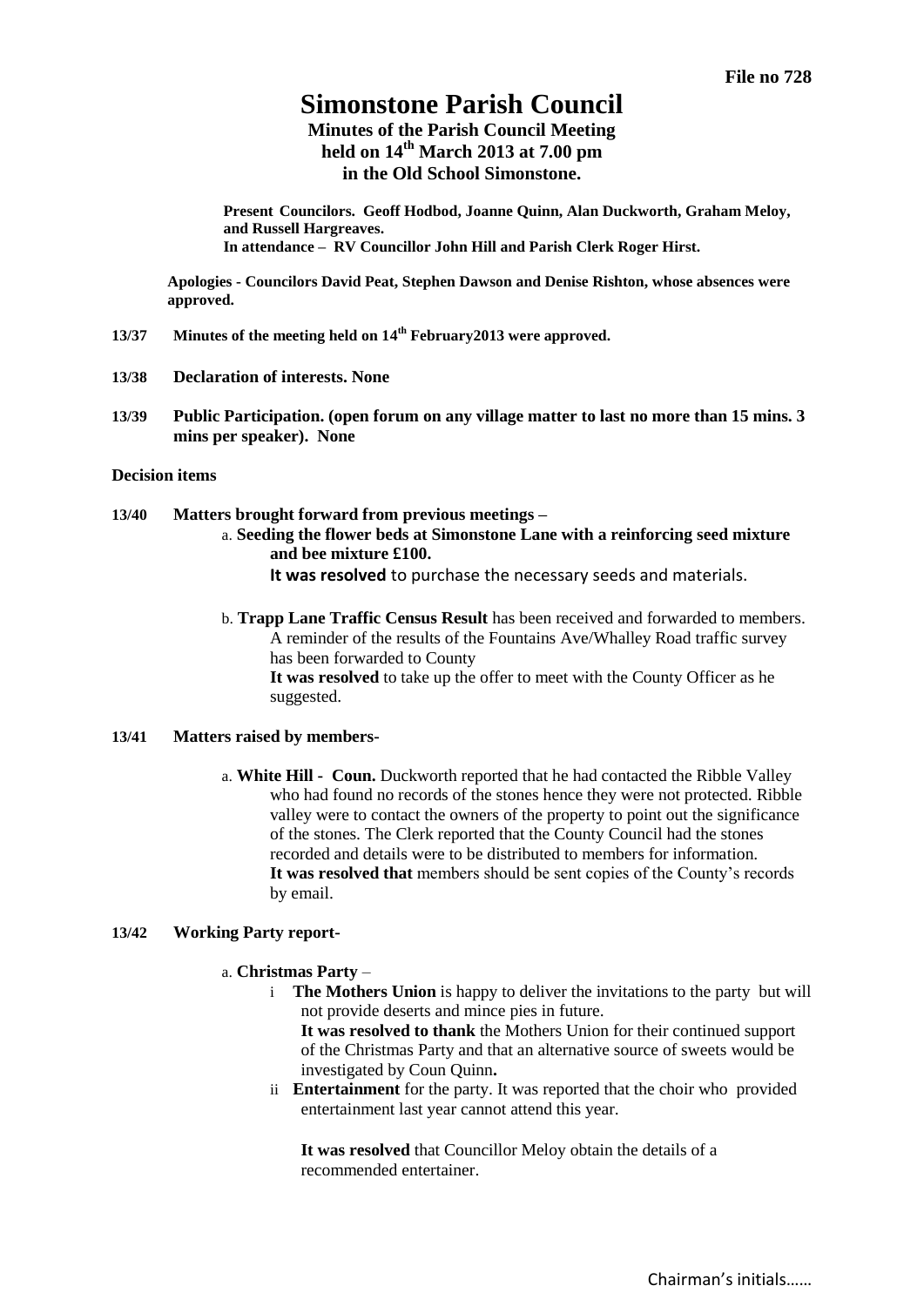**File no 728**

# Simonstone Parish Council

## Minutes of the Parish Council Meeting held on 14th March 2013 at 7.00 pm in the Old School Simonstone.

**Present Councilors. Geoff Hodbod, Joanne Quinn, Alan Duckworth, Graham Meloy, and Russell Hargreaves.**
**In attendance – RV Councillor John Hill and Parish Clerk Roger Hirst.**

**Apologies - Councilors David Peat, Stephen Dawson and Denise Rishton, whose absences were approved.**

**13/37 Minutes of the meeting held on 14th February2013 were approved.**

**13/38 Declaration of interests. None**

**13/39 Public Participation. (open forum on any village matter to last no more than 15 mins. 3 mins per speaker). None**

**Decision items**

**13/40 Matters brought forward from previous meetings –**

a. **Seeding the flower beds at Simonstone Lane with a reinforcing seed mixture and bee mixture £100.**
**It was resolved** to purchase the necessary seeds and materials.

b. **Trapp Lane Traffic Census Result** has been received and forwarded to members. A reminder of the results of the Fountains Ave/Whalley Road traffic survey has been forwarded to County
**It was resolved** to take up the offer to meet with the County Officer as he suggested.

**13/41 Matters raised by members-**

a. **White Hill - Coun.** Duckworth reported that he had contacted the Ribble Valley who had found no records of the stones hence they were not protected. Ribble valley were to contact the owners of the property to point out the significance of the stones. The Clerk reported that the County Council had the stones recorded and details were to be distributed to members for information.
**It was resolved that** members should be sent copies of the County's records by email.

**13/42 Working Party report-**

a. **Christmas Party** –

i **The Mothers Union** is happy to deliver the invitations to the party but will not provide deserts and mince pies in future.
**It was resolved to thank** the Mothers Union for their continued support of the Christmas Party and that an alternative source of sweets would be investigated by Coun Quinn**.**

ii **Entertainment** for the party. It was reported that the choir who provided entertainment last year cannot attend this year.

**It was resolved** that Councillor Meloy obtain the details of a recommended entertainer.

Chairman's initials……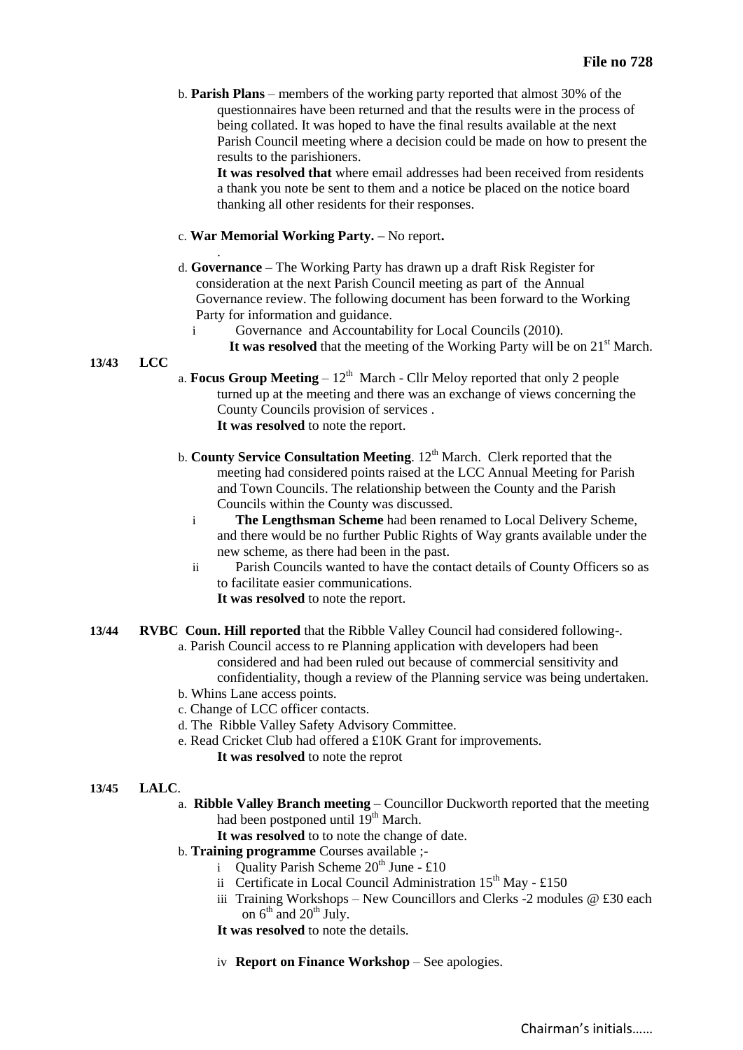**File no 728**

b. **Parish Plans** – members of the working party reported that almost 30% of the questionnaires have been returned and that the results were in the process of being collated. It was hoped to have the final results available at the next Parish Council meeting where a decision could be made on how to present the results to the parishioners.
**It was resolved that** where email addresses had been received from residents a thank you note be sent to them and a notice be placed on the notice board thanking all other residents for their responses.

c. **War Memorial Working Party. –** No report**.**
.

d. **Governance** – The Working Party has drawn up a draft Risk Register for consideration at the next Parish Council meeting as part of the Annual Governance review. The following document has been forward to the Working Party for information and guidance.
   i Governance and Accountability for Local Councils (2010).
   **It was resolved** that the meeting of the Working Party will be on 21st March.

**13/43 LCC**

a. **Focus Group Meeting** – 12th March - Cllr Meloy reported that only 2 people turned up at the meeting and there was an exchange of views concerning the County Councils provision of services .
**It was resolved** to note the report.

b. **County Service Consultation Meeting**. 12th March. Clerk reported that the meeting had considered points raised at the LCC Annual Meeting for Parish and Town Councils. The relationship between the County and the Parish Councils within the County was discussed.
   i **The Lengthsman Scheme** had been renamed to Local Delivery Scheme, and there would be no further Public Rights of Way grants available under the new scheme, as there had been in the past.
   ii Parish Councils wanted to have the contact details of County Officers so as to facilitate easier communications.
   **It was resolved** to note the report.

**13/44 RVBC Coun. Hill reported** that the Ribble Valley Council had considered following-.

a. Parish Council access to re Planning application with developers had been considered and had been ruled out because of commercial sensitivity and confidentiality, though a review of the Planning service was being undertaken.
b. Whins Lane access points.
c. Change of LCC officer contacts.
d. The Ribble Valley Safety Advisory Committee.
e. Read Cricket Club had offered a £10K Grant for improvements.
**It was resolved** to note the reprot

**13/45 LALC**.

a. **Ribble Valley Branch meeting** – Councillor Duckworth reported that the meeting had been postponed until 19th March.
**It was resolved** to to note the change of date.

b. **Training programme** Courses available ;-
   i Quality Parish Scheme 20th June - £10
   ii Certificate in Local Council Administration 15th May - £150
   iii Training Workshops – New Councillors and Clerks -2 modules @ £30 each on 6th and 20th July.
   **It was resolved** to note the details.

   iv **Report on Finance Workshop** – See apologies.

Chairman's initials……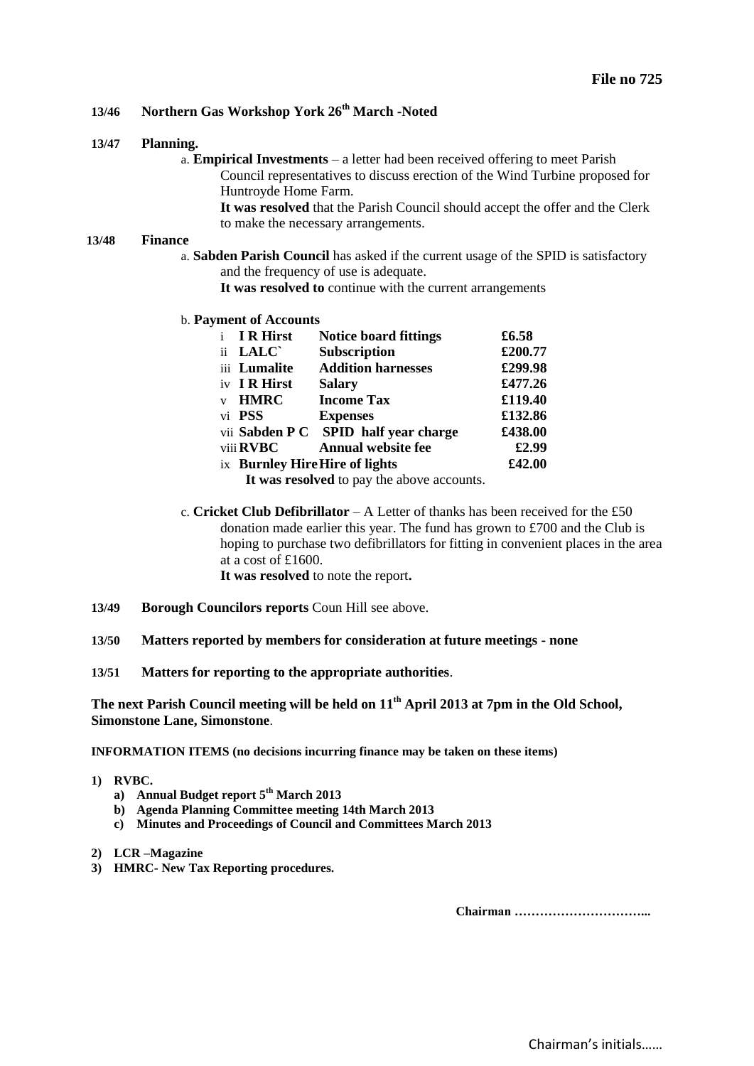**File no 725**

**13/46 Northern Gas Workshop York 26th March -Noted**

**13/47 Planning.**

a. **Empirical Investments** – a letter had been received offering to meet Parish Council representatives to discuss erection of the Wind Turbine proposed for Huntroyde Home Farm.
**It was resolved** that the Parish Council should accept the offer and the Clerk to make the necessary arrangements.

**13/48 Finance**

a. **Sabden Parish Council** has asked if the current usage of the SPID is satisfactory and the frequency of use is adequate.
**It was resolved to** continue with the current arrangements

b. **Payment of Accounts**

| | | | |
|---|---|---|---|
| i | **I R Hirst** | **Notice board fittings** | **£6.58** |
| ii | **LALC`** | **Subscription** | **£200.77** |
| iii | **Lumalite** | **Addition harnesses** | **£299.98** |
| iv | **I R Hirst** | **Salary** | **£477.26** |
| v | **HMRC** | **Income Tax** | **£119.40** |
| vi | **PSS** | **Expenses** | **£132.86** |
| vii | **Sabden P C** | **SPID half year charge** | **£438.00** |
| viii | **RVBC** | **Annual website fee** | **£2.99** |
| ix | **Burnley Hire** | **Hire of lights** | **£42.00** |

**It was resolved** to pay the above accounts.

c. **Cricket Club Defibrillator** – A Letter of thanks has been received for the £50 donation made earlier this year. The fund has grown to £700 and the Club is hoping to purchase two defibrillators for fitting in convenient places in the area at a cost of £1600.
**It was resolved** to note the report**.**

**13/49 Borough Councilors reports** Coun Hill see above.

**13/50 Matters reported by members for consideration at future meetings - none**

**13/51 Matters for reporting to the appropriate authorities**.

**The next Parish Council meeting will be held on 11th April 2013 at 7pm in the Old School, Simonstone Lane, Simonstone**.

**INFORMATION ITEMS (no decisions incurring finance may be taken on these items)**

1) **RVBC.**
   a) **Annual Budget report 5th March 2013**
   b) **Agenda Planning Committee meeting 14th March 2013**
   c) **Minutes and Proceedings of Council and Committees March 2013**
2) **LCR –Magazine**
3) **HMRC- New Tax Reporting procedures.**

**Chairman …………………………..**

Chairman's initials……